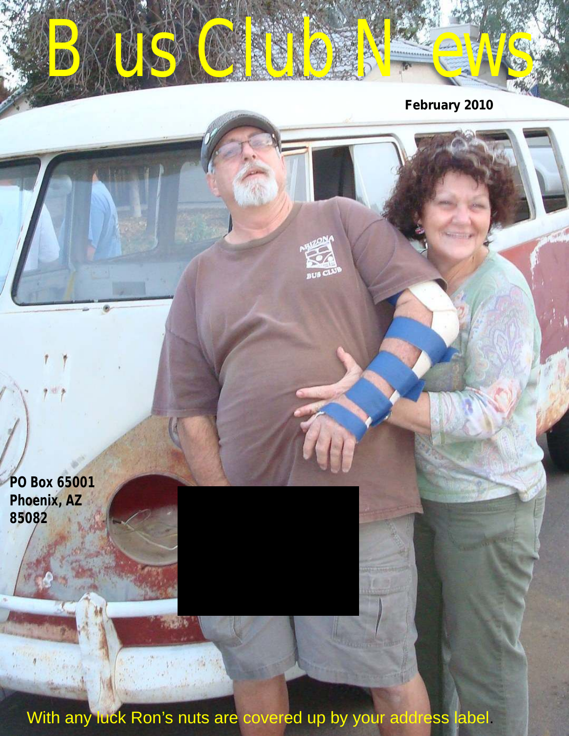# Bus Club News

**February 2010**

**PO Box 65001**
**Phoenix, AZ**
**85082**

With any luck Ron's nuts are covered up by your address label.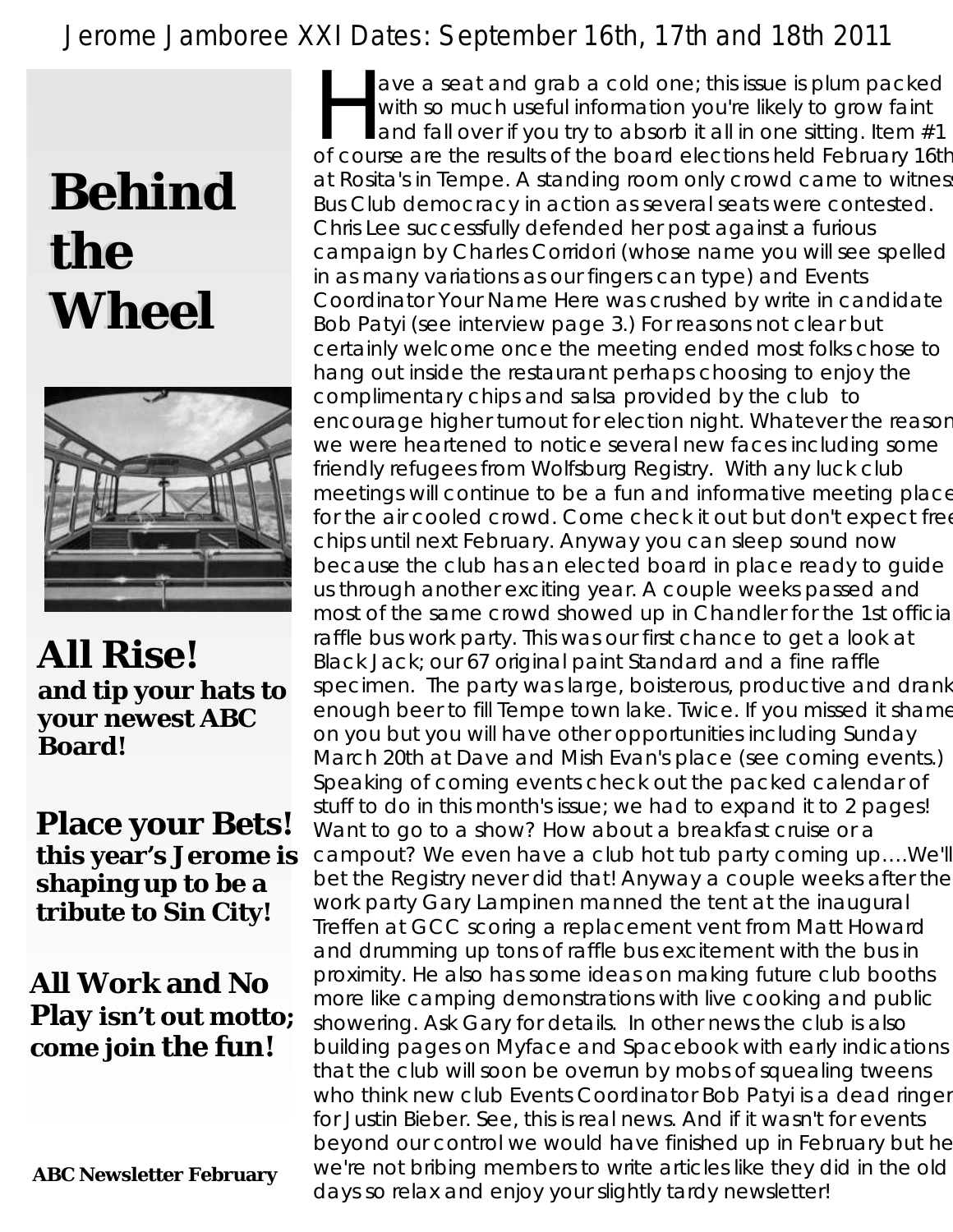Jerome Jamboree XXI Dates: September 16th, 17th and 18th 2011

# Behind the Wheel

## All Rise!

**and tip your hats to your newest ABC Board!**

## Place your Bets!

**this year's Jerome is shaping up to be a tribute to Sin City!**

## All Work and No Play isn't out motto; come join the fun!

**ABC Newsletter February**

Have a seat and grab a cold one; this issue is plum packed with so much useful information you're likely to grow faint and fall over if you try to absorb it all in one sitting. Item #1 of course are the results of the board elections held February 16th at Rosita's in Tempe. A standing room only crowd came to witness Bus Club democracy in action as several seats were contested. Chris Lee successfully defended her post against a furious campaign by Charles Corridori (whose name you will see spelled in as many variations as our fingers can type) and Events Coordinator Your Name Here was crushed by write in candidate Bob Patyi (see interview page 3.) For reasons not clear but certainly welcome once the meeting ended most folks chose to hang out inside the restaurant perhaps choosing to enjoy the complimentary chips and salsa provided by the club to encourage higher turnout for election night. Whatever the reason we were heartened to notice several new faces including some friendly refugees from Wolfsburg Registry. With any luck club meetings will continue to be a fun and informative meeting place for the air cooled crowd. Come check it out but don't expect free chips until next February. Anyway you can sleep sound now because the club has an elected board in place ready to guide us through another exciting year. A couple weeks passed and most of the same crowd showed up in Chandler for the 1st official raffle bus work party. This was our first chance to get a look at Black Jack; our 67 original paint Standard and a fine raffle specimen. The party was large, boisterous, productive and drank enough beer to fill Tempe town lake. Twice. If you missed it shame on you but you will have other opportunities including Sunday March 20th at Dave and Mish Evan's place (see coming events.) Speaking of coming events check out the packed calendar of stuff to do in this month's issue; we had to expand it to 2 pages! Want to go to a show? How about a breakfast cruise or a campout? We even have a club hot tub party coming up….We'll bet the Registry never did that! Anyway a couple weeks after the work party Gary Lampinen manned the tent at the inaugural Treffen at GCC scoring a replacement vent from Matt Howard and drumming up tons of raffle bus excitement with the bus in proximity. He also has some ideas on making future club booths more like camping demonstrations with live cooking and public showering. Ask Gary for details. In other news the club is also building pages on Myface and Spacebook with early indications that the club will soon be overrun by mobs of squealing tweens who think new club Events Coordinator Bob Patyi is a dead ringer for Justin Bieber. See, this is real news. And if it wasn't for events beyond our control we would have finished up in February but hey we're not bribing members to write articles like they did in the old days so relax and enjoy your slightly tardy newsletter!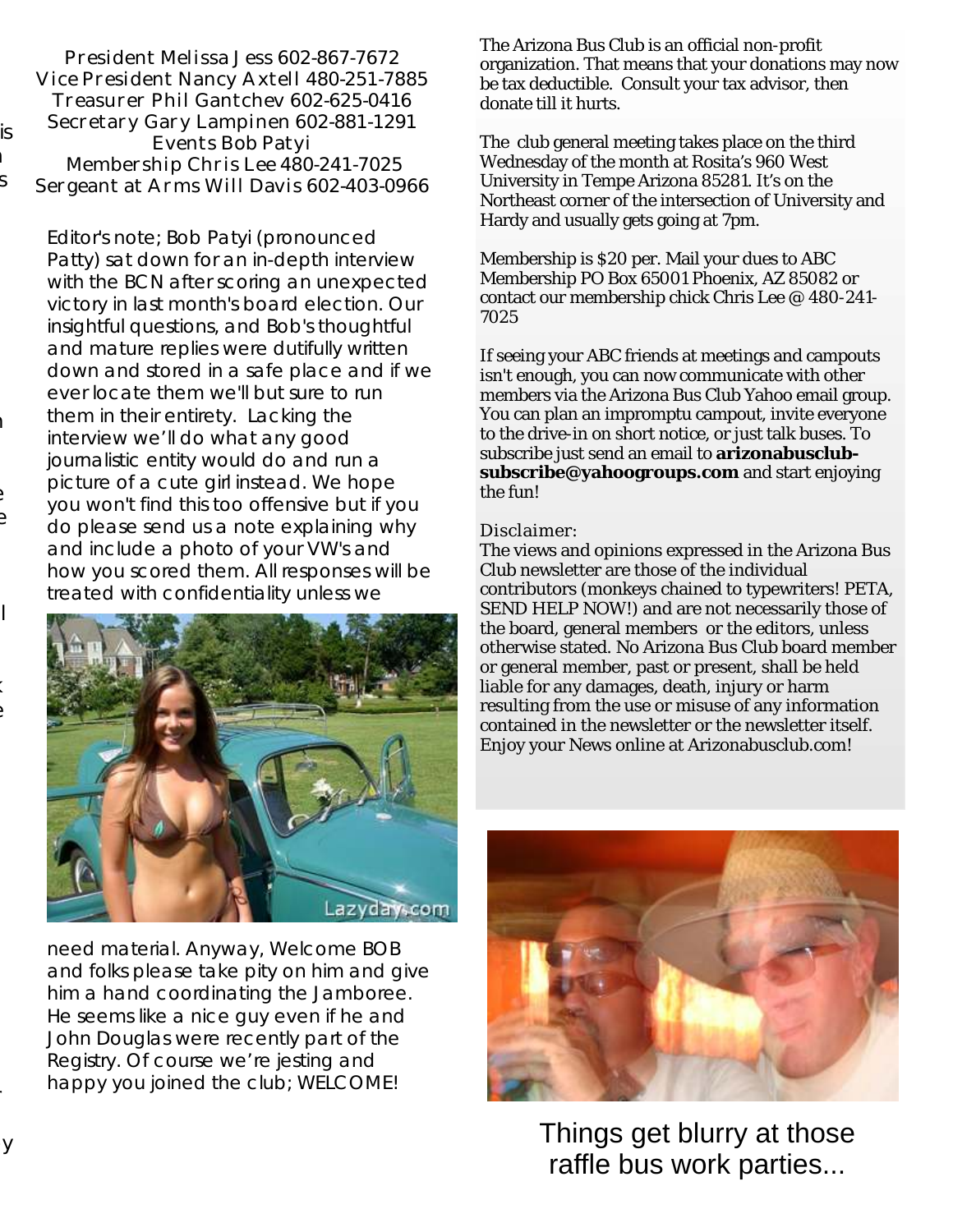President Melissa Jess 602-867-7672
Vice President Nancy Axtell 480-251-7885
Treasurer Phil Gantchev 602-625-0416
Secretary Gary Lampinen 602-881-1291
Events Bob Patyi
Membership Chris Lee 480-241-7025
Sergeant at Arms Will Davis 602-403-0966

Editor's note; Bob Patyi (pronounced Patty) sat down for an in-depth interview with the BCN after scoring an unexpected victory in last month's board election. Our insightful questions, and Bob's thoughtful and mature replies were dutifully written down and stored in a safe place and if we ever locate them we'll but sure to run them in their entirety. Lacking the interview we'll do what any good journalistic entity would do and run a picture of a cute girl instead. We hope you won't find this too offensive but if you do please send us a note explaining why and include a photo of your VW's and how you scored them. All responses will be treated with confidentiality unless we need material. Anyway, Welcome BOB and folks please take pity on him and give him a hand coordinating the Jamboree. He seems like a nice guy even if he and John Douglas were recently part of the Registry. Of course we're jesting and happy you joined the club; WELCOME!

The Arizona Bus Club is an official non-profit organization. That means that your donations may now be tax deductible. Consult your tax advisor, then donate till it hurts.

The club general meeting takes place on the third Wednesday of the month at Rosita's 960 West University in Tempe Arizona 85281. It's on the Northeast corner of the intersection of University and Hardy and usually gets going at 7pm.

Membership is $20 per. Mail your dues to ABC Membership PO Box 65001 Phoenix, AZ 85082 or contact our membership chick Chris Lee @ 480-241-7025

If seeing your ABC friends at meetings and campouts isn't enough, you can now communicate with other members via the Arizona Bus Club Yahoo email group. You can plan an impromptu campout, invite everyone to the drive-in on short notice, or just talk buses. To subscribe just send an email to **arizonabusclub-subscribe@yahoogroups.com** and start enjoying the fun!

Disclaimer:
The views and opinions expressed in the Arizona Bus Club newsletter are those of the individual contributors (monkeys chained to typewriters! PETA, SEND HELP NOW!) and are not necessarily those of the board, general members or the editors, unless otherwise stated. No Arizona Bus Club board member or general member, past or present, shall be held liable for any damages, death, injury or harm resulting from the use or misuse of any information contained in the newsletter or the newsletter itself. Enjoy your News online at Arizonabusclub.com!

Things get blurry at those raffle bus work parties...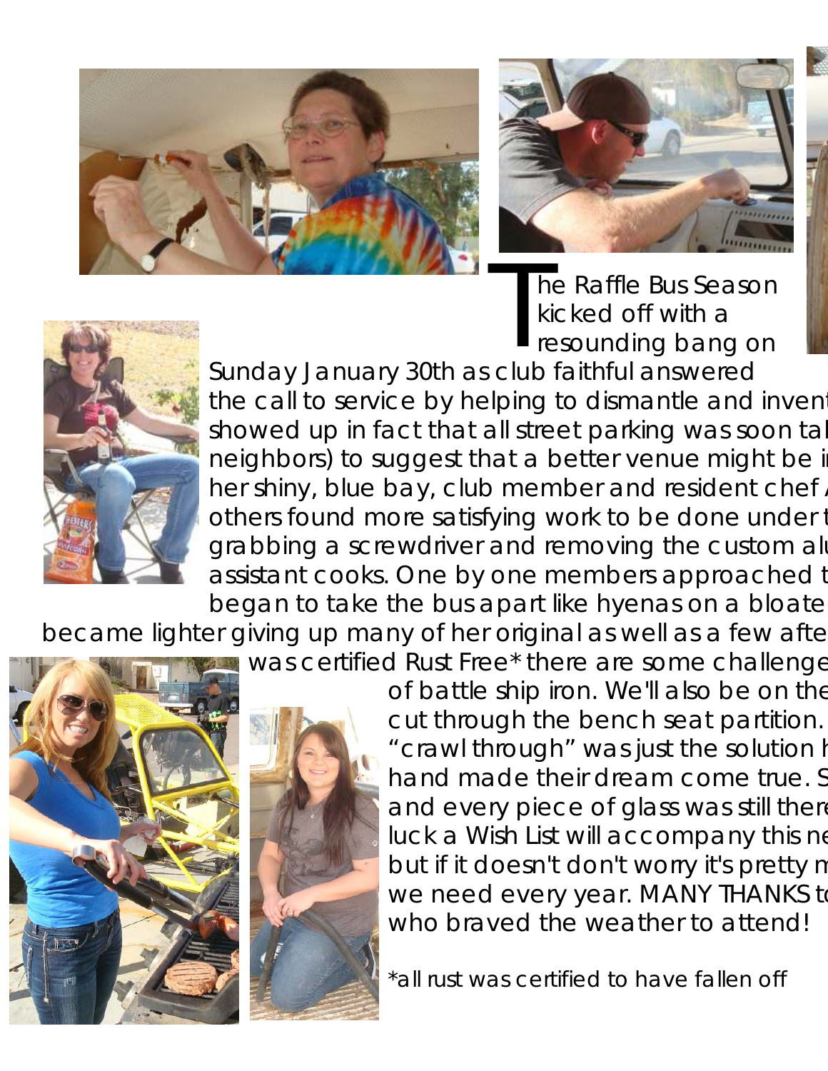The Raffle Bus Season kicked off with a resounding bang on Sunday January 30th as club faithful answered the call to service by helping to dismantle and invent showed up in fact that all street parking was soon tal neighbors) to suggest that a better venue might be i her shiny, blue bay, club member and resident chef others found more satisfying work to be done under t grabbing a screwdriver and removing the custom alu assistant cooks. One by one members approached t began to take the bus apart like hyenas on a bloate became lighter giving up many of her original as well as a few afte was certified Rust Free* there are some challenge of battle ship iron. We'll also be on the cut through the bench seat partition. "crawl through" was just the solution h hand made their dream come true. S and every piece of glass was still there luck a Wish List will accompany this ne but if it doesn't don't worry it's pretty m we need every year. MANY THANKS to who braved the weather to attend!

*all rust was certified to have fallen off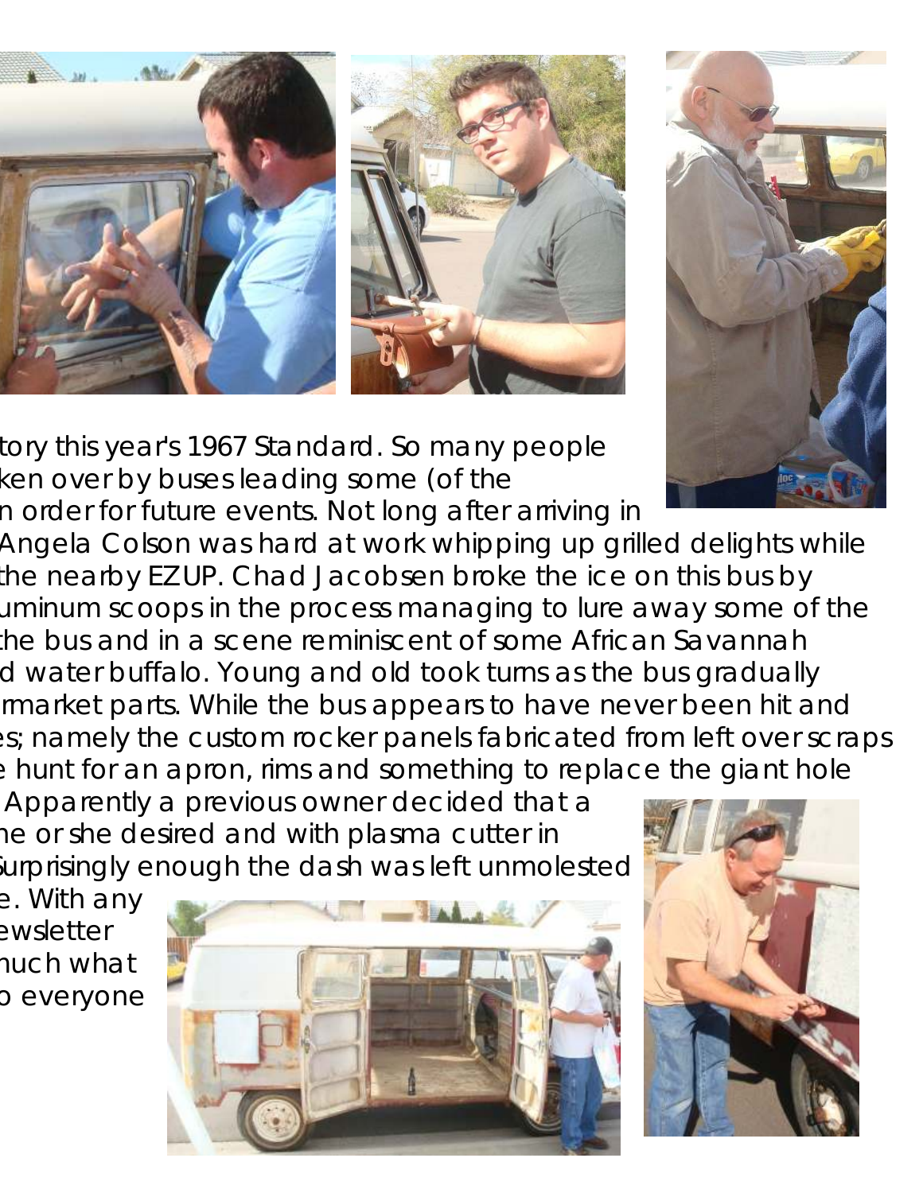tory this year's 1967 Standard. So many people
ken over by buses leading some (of the
n order for future events. Not long after arriving in
Angela Colson was hard at work whipping up grilled delights while
the nearby EZUP. Chad Jacobsen broke the ice on this bus by
uminum scoops in the process managing to lure away some of the
the bus and in a scene reminiscent of some African Savannah
d water buffalo. Young and old took turns as the bus gradually
rmarket parts. While the bus appears to have never been hit and
es; namely the custom rocker panels fabricated from left over scraps
e hunt for an apron, rims and something to replace the giant hole
Apparently a previous owner decided that a
he or she desired and with plasma cutter in
Surprisingly enough the dash was left unmolested
e. With any
ewsletter
nuch what
o everyone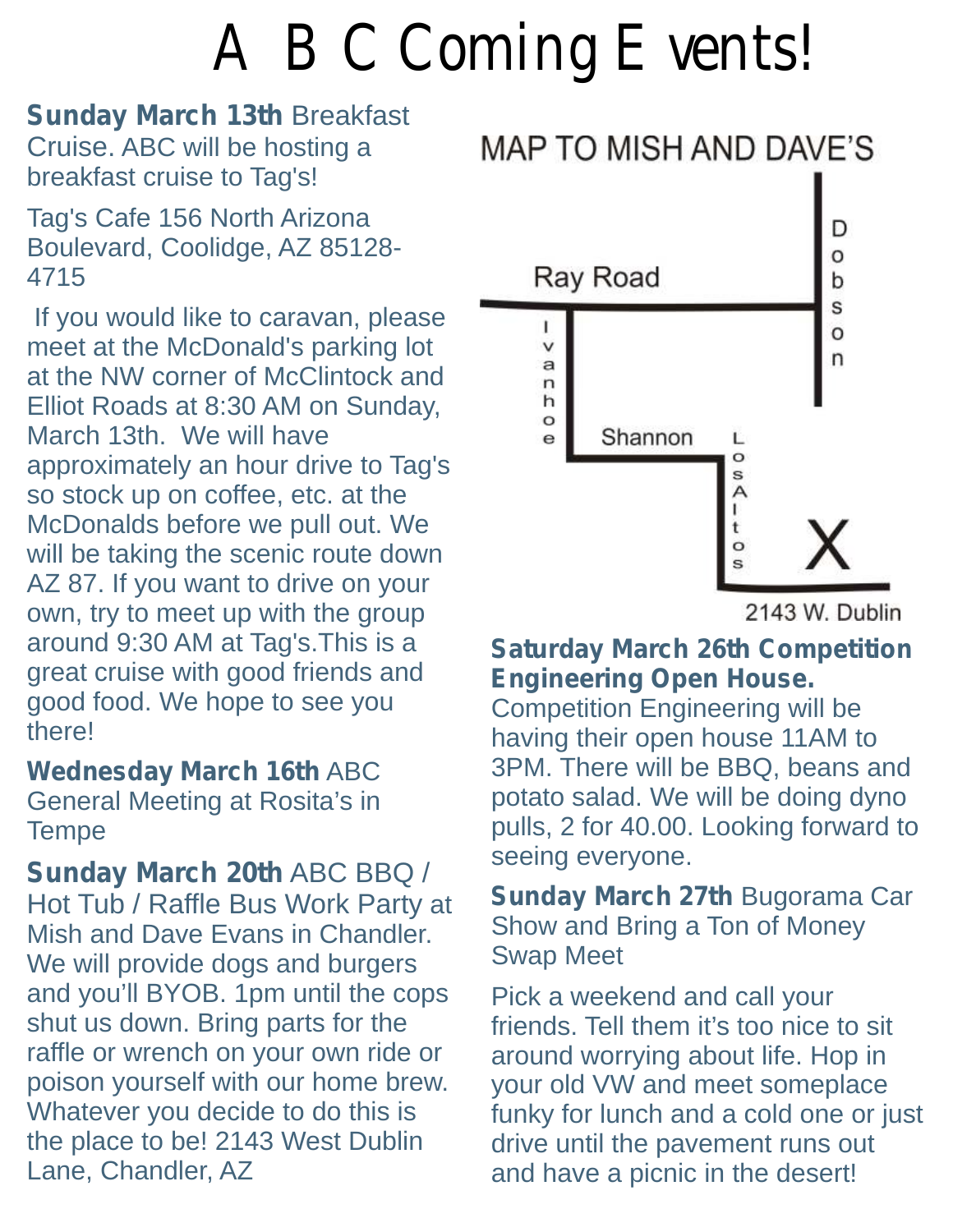# A B C Coming Events!

**Sunday March 13th** Breakfast Cruise. ABC will be hosting a breakfast cruise to Tag's!

Tag's Cafe 156 North Arizona Boulevard, Coolidge, AZ 85128-4715

If you would like to caravan, please meet at the McDonald's parking lot at the NW corner of McClintock and Elliot Roads at 8:30 AM on Sunday, March 13th. We will have approximately an hour drive to Tag's so stock up on coffee, etc. at the McDonalds before we pull out. We will be taking the scenic route down AZ 87. If you want to drive on your own, try to meet up with the group around 9:30 AM at Tag's.This is a great cruise with good friends and good food. We hope to see you there!

**Wednesday March 16th** ABC General Meeting at Rosita's in Tempe

**Sunday March 20th** ABC BBQ / Hot Tub / Raffle Bus Work Party at Mish and Dave Evans in Chandler. We will provide dogs and burgers and you'll BYOB. 1pm until the cops shut us down. Bring parts for the raffle or wrench on your own ride or poison yourself with our home brew. Whatever you decide to do this is the place to be! 2143 West Dublin Lane, Chandler, AZ

MAP TO MISH AND DAVE'S

Ray Road, Dobson, Ivanhoe, Shannon, Los Altos, X

2143 W. Dublin

**Saturday March 26th Competition Engineering Open House.** Competition Engineering will be having their open house 11AM to 3PM. There will be BBQ, beans and potato salad. We will be doing dyno pulls, 2 for 40.00. Looking forward to seeing everyone.

**Sunday March 27th** Bugorama Car Show and Bring a Ton of Money Swap Meet

Pick a weekend and call your friends. Tell them it's too nice to sit around worrying about life. Hop in your old VW and meet someplace funky for lunch and a cold one or just drive until the pavement runs out and have a picnic in the desert!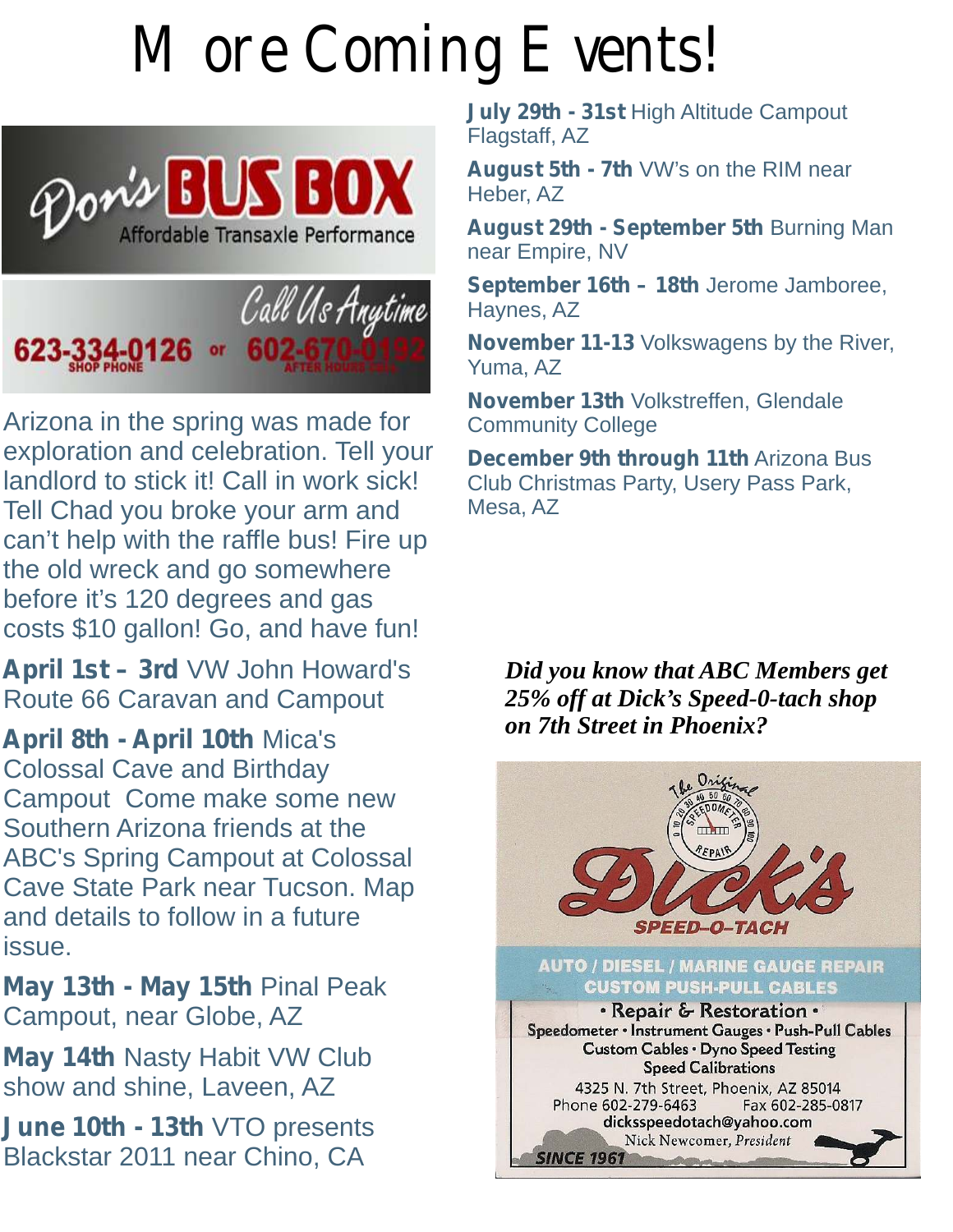# More Coming Events!

Don's BUS BOX
Affordable Transaxle Performance

Call Us Anytime
623-334-0126 SHOP PHONE or 602-670-0192 AFTER HOURS ONLY

Arizona in the spring was made for exploration and celebration. Tell your landlord to stick it! Call in work sick! Tell Chad you broke your arm and can't help with the raffle bus! Fire up the old wreck and go somewhere before it's 120 degrees and gas costs $10 gallon! Go, and have fun!

**April 1st – 3rd** VW John Howard's Route 66 Caravan and Campout

**April 8th - April 10th** Mica's Colossal Cave and Birthday Campout Come make some new Southern Arizona friends at the ABC's Spring Campout at Colossal Cave State Park near Tucson. Map and details to follow in a future issue.

**May 13th - May 15th** Pinal Peak Campout, near Globe, AZ

**May 14th** Nasty Habit VW Club show and shine, Laveen, AZ

**June 10th - 13th** VTO presents Blackstar 2011 near Chino, CA

**July 29th - 31st** High Altitude Campout Flagstaff, AZ

**August 5th - 7th** VW's on the RIM near Heber, AZ

**August 29th - September 5th** Burning Man near Empire, NV

**September 16th – 18th** Jerome Jamboree, Haynes, AZ

**November 11-13** Volkswagens by the River, Yuma, AZ

**November 13th** Volkstreffen, Glendale Community College

**December 9th through 11th** Arizona Bus Club Christmas Party, Usery Pass Park, Mesa, AZ

***Did you know that ABC Members get 25% off at Dick's Speed-0-tach shop on 7th Street in Phoenix?***

The Original Speedometer Repair
Dick's SPEED–O–TACH

AUTO / DIESEL / MARINE GAUGE REPAIR
CUSTOM PUSH-PULL CABLES

• Repair & Restoration •
Speedometer • Instrument Gauges • Push-Pull Cables
Custom Cables • Dyno Speed Testing
Speed Calibrations
4325 N. 7th Street, Phoenix, AZ 85014
Phone 602-279-6463 Fax 602-285-0817
dicksspeedotach@yahoo.com
Nick Newcomer, *President*
SINCE 1961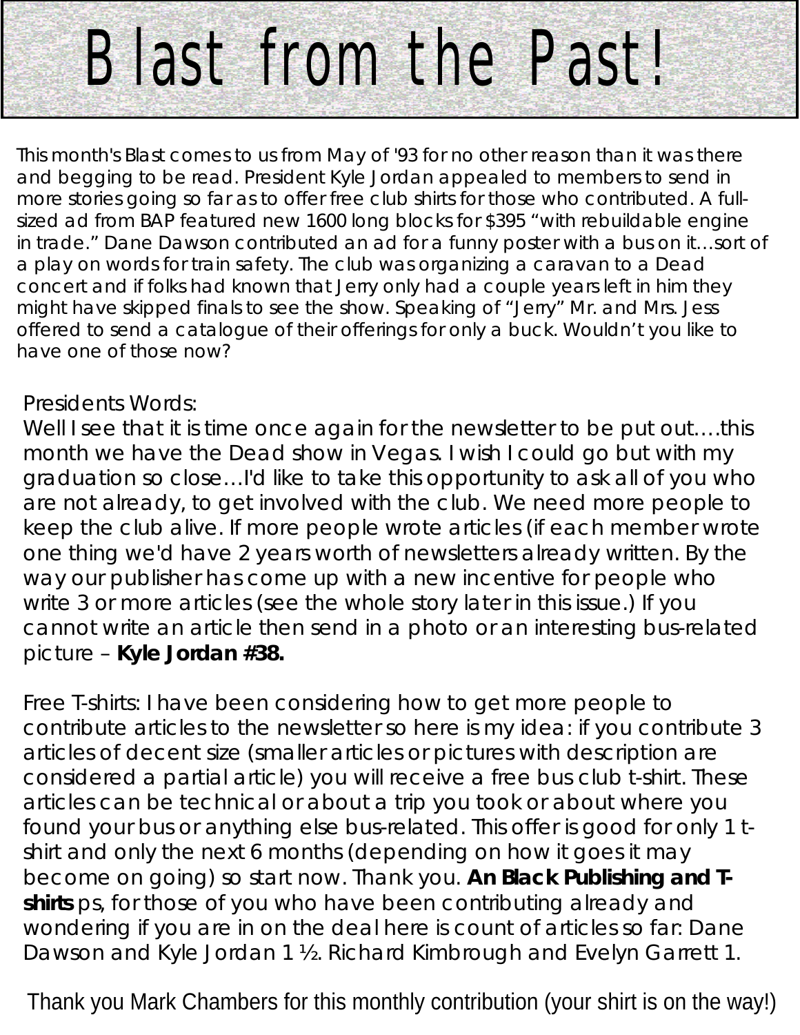# Blast from the Past!

This month's Blast comes to us from May of '93 for no other reason than it was there and begging to be read. President Kyle Jordan appealed to members to send in more stories going so far as to offer free club shirts for those who contributed. A full-sized ad from BAP featured new 1600 long blocks for $395 “with rebuildable engine in trade.” Dane Dawson contributed an ad for a funny poster with a bus on it…sort of a play on words for train safety. The club was organizing a caravan to a Dead concert and if folks had known that Jerry only had a couple years left in him they might have skipped finals to see the show. Speaking of “Jerry” Mr. and Mrs. Jess offered to send a catalogue of their offerings for only a buck. Wouldn’t you like to have one of those now?

Presidents Words:
Well I see that it is time once again for the newsletter to be put out….this month we have the Dead show in Vegas. I wish I could go but with my graduation so close…I'd like to take this opportunity to ask all of you who are not already, to get involved with the club. We need more people to keep the club alive. If more people wrote articles (if each member wrote one thing we'd have 2 years worth of newsletters already written. By the way our publisher has come up with a new incentive for people who write 3 or more articles (see the whole story later in this issue.) If you cannot write an article then send in a photo or an interesting bus-related picture – **Kyle Jordan #38.**

Free T-shirts: I have been considering how to get more people to contribute articles to the newsletter so here is my idea: if you contribute 3 articles of decent size (smaller articles or pictures with description are considered a partial article) you will receive a free bus club t-shirt. These articles can be technical or about a trip you took or about where you found your bus or anything else bus-related. This offer is good for only 1 t-shirt and only the next 6 months (depending on how it goes it may become on going) so start now. Thank you. **An Black Publishing and T-shirts** ps, for those of you who have been contributing already and wondering if you are in on the deal here is count of articles so far: Dane Dawson and Kyle Jordan 1 ½. Richard Kimbrough and Evelyn Garrett 1.

Thank you Mark Chambers for this monthly contribution (your shirt is on the way!)